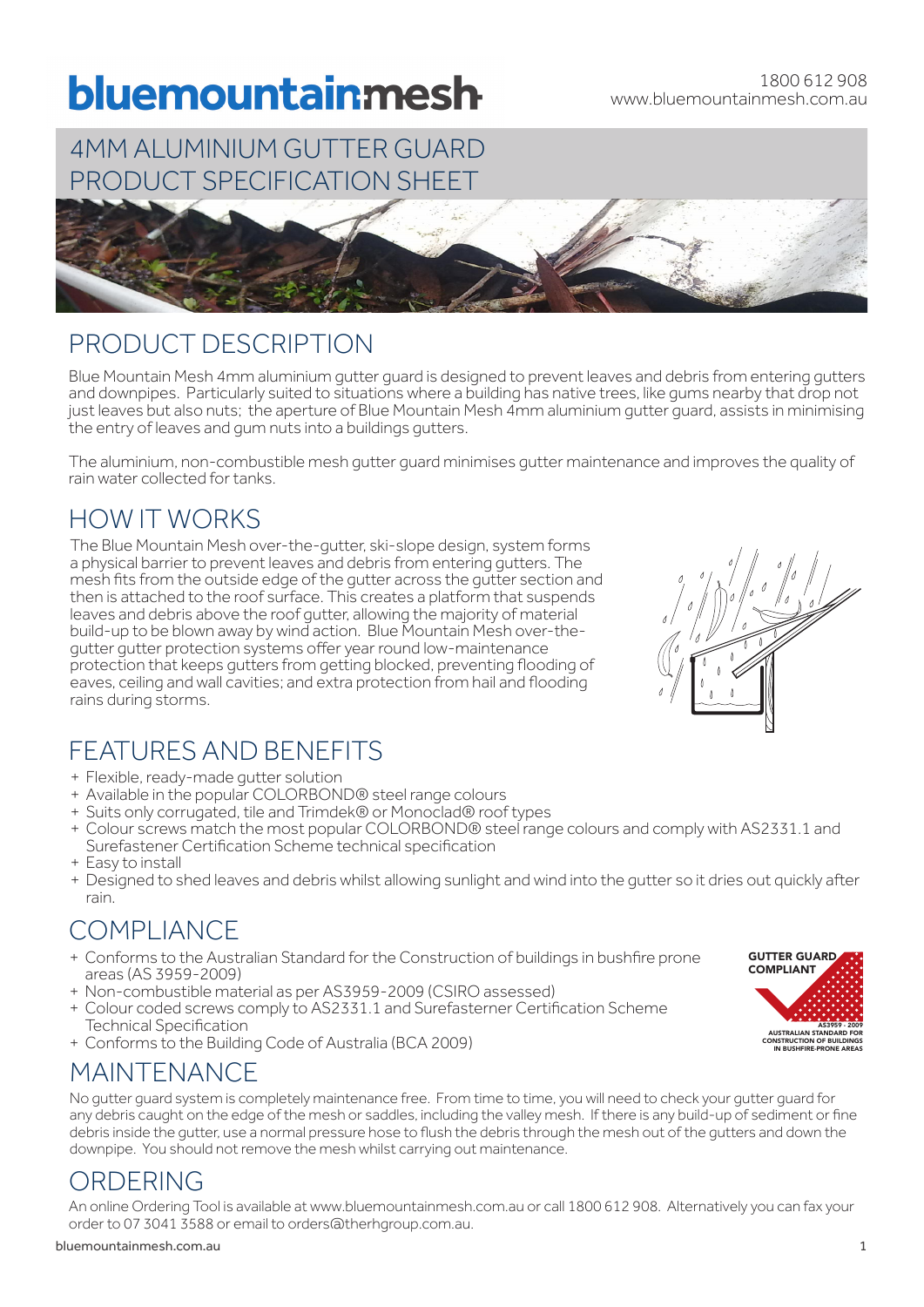# bluemountainmesh

1800 612 908
www.bluemountainmesh.com.au

## 4MM ALUMINIUM GUTTER GUARD PRODUCT SPECIFICATION SHEET

## PRODUCT DESCRIPTION

Blue Mountain Mesh 4mm aluminium gutter guard is designed to prevent leaves and debris from entering gutters and downpipes. Particularly suited to situations where a building has native trees, like gums nearby that drop not just leaves but also nuts; the aperture of Blue Mountain Mesh 4mm aluminium gutter guard, assists in minimising the entry of leaves and gum nuts into a buildings gutters.

The aluminium, non-combustible mesh gutter guard minimises gutter maintenance and improves the quality of rain water collected for tanks.

## HOW IT WORKS

The Blue Mountain Mesh over-the-gutter, ski-slope design, system forms a physical barrier to prevent leaves and debris from entering gutters. The mesh fits from the outside edge of the gutter across the gutter section and then is attached to the roof surface. This creates a platform that suspends leaves and debris above the roof gutter, allowing the majority of material build-up to be blown away by wind action. Blue Mountain Mesh over-the-gutter gutter protection systems offer year round low-maintenance protection that keeps gutters from getting blocked, preventing flooding of eaves, ceiling and wall cavities; and extra protection from hail and flooding rains during storms.

## FEATURES AND BENEFITS

+ Flexible, ready-made gutter solution
+ Available in the popular COLORBOND® steel range colours
+ Suits only corrugated, tile and Trimdek® or Monoclad® roof types
+ Colour screws match the most popular COLORBOND® steel range colours and comply with AS2331.1 and Surefastener Certification Scheme technical specification
+ Easy to install
+ Designed to shed leaves and debris whilst allowing sunlight and wind into the gutter so it dries out quickly after rain.

## COMPLIANCE

+ Conforms to the Australian Standard for the Construction of buildings in bushfire prone areas (AS 3959-2009)
+ Non-combustible material as per AS3959-2009 (CSIRO assessed)
+ Colour coded screws comply to AS2331.1 and Surefasterner Certification Scheme Technical Specification
+ Conforms to the Building Code of Australia (BCA 2009)

GUTTER GUARD COMPLIANT
AS3959 - 2009
AUSTRALIAN STANDARD FOR CONSTRUCTION OF BUILDINGS IN BUSHFIRE-PRONE AREAS

## MAINTENANCE

No gutter guard system is completely maintenance free. From time to time, you will need to check your gutter guard for any debris caught on the edge of the mesh or saddles, including the valley mesh. If there is any build-up of sediment or fine debris inside the gutter, use a normal pressure hose to flush the debris through the mesh out of the gutters and down the downpipe. You should not remove the mesh whilst carrying out maintenance.

## ORDERING

An online Ordering Tool is available at www.bluemountainmesh.com.au or call 1800 612 908. Alternatively you can fax your order to 07 3041 3588 or email to orders@therhgroup.com.au.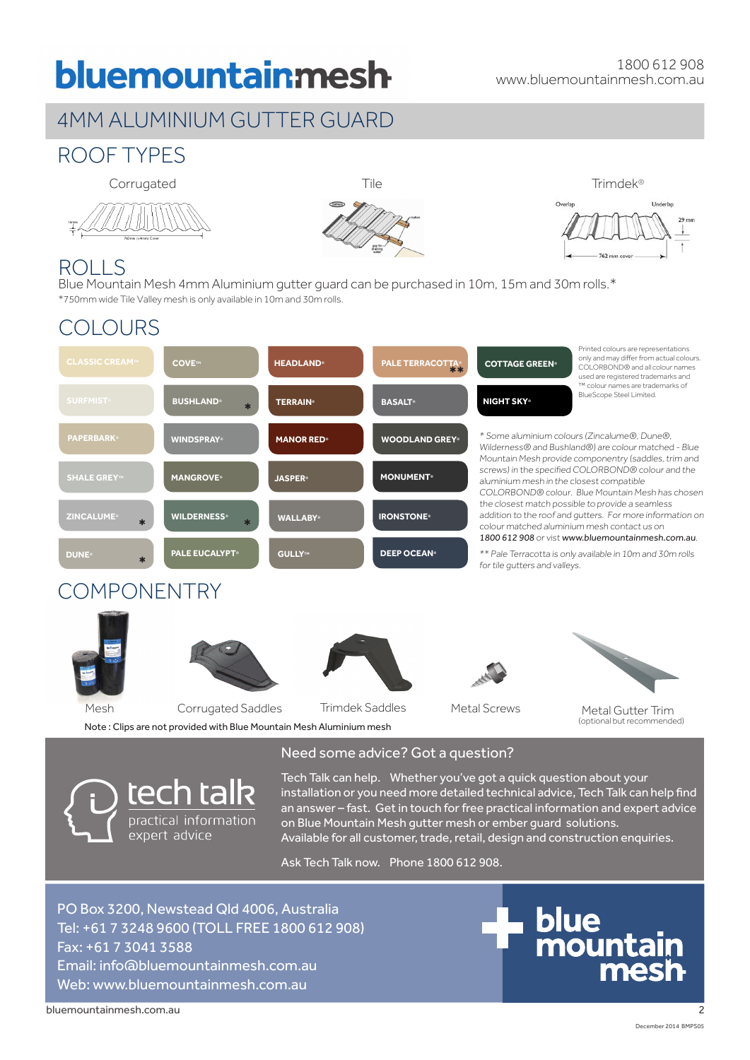# bluemountainmesh

1800 612 908
www.bluemountainmesh.com.au

## 4MM ALUMINIUM GUTTER GUARD

## ROOF TYPES

Corrugated

Tile

Trimdek®

## ROLLS

Blue Mountain Mesh 4mm Aluminium gutter guard can be purchased in 10m, 15m and 30m rolls.*

*750mm wide Tile Valley mesh is only available in 10m and 30m rolls.

## COLOURS

| | | | | |
|---|---|---|---|---|
| CLASSIC CREAM™ | COVE™ | HEADLAND® | PALE TERRACOTTA® ** | COTTAGE GREEN® |
| SURFMIST® | BUSHLAND® * | TERRAIN® | BASALT® | NIGHT SKY® |
| PAPERBARK® | WINDSPRAY® | MANOR RED® | WOODLAND GREY® | |
| SHALE GREY™ | MANGROVE® | JASPER® | MONUMENT® | |
| ZINCALUME® * | WILDERNESS® * | WALLABY® | IRONSTONE® | |
| DUNE® * | PALE EUCALYPT® | GULLY™ | DEEP OCEAN® | |

Printed colours are representations only and may differ from actual colours. COLORBOND® and all colour names used are registered trademarks and ™ colour names are trademarks of BlueScope Steel Limited.

*\* Some aluminium colours (Zincalume®, Dune®, Wilderness® and Bushland®) are colour matched - Blue Mountain Mesh provide componentry (saddles, trim and screws) in the specified COLORBOND® colour and the aluminium mesh in the closest compatible COLORBOND® colour. Blue Mountain Mesh has chosen the closest match possible to provide a seamless addition to the roof and gutters. For more information on colour matched aluminium mesh contact us on* 1800 612 908 or visit www.bluemountainmesh.com.au.

*\*\* Pale Terracotta is only available in 10m and 30m rolls for tile gutters and valleys.*

## COMPONENTRY

Mesh

Corrugated Saddles

Trimdek Saddles

Metal Screws

Metal Gutter Trim
(optional but recommended)

Note : Clips are not provided with Blue Mountain Mesh Aluminium mesh

tech talk
practical information
expert advice

### Need some advice? Got a question?

Tech Talk can help. Whether you've got a quick question about your installation or you need more detailed technical advice, Tech Talk can help find an answer – fast. Get in touch for free practical information and expert advice on Blue Mountain Mesh gutter mesh or ember guard solutions. Available for all customer, trade, retail, design and construction enquiries.

Ask Tech Talk now. Phone 1800 612 908.

PO Box 3200, Newstead Qld 4006, Australia
Tel: +61 7 3248 9600 (TOLL FREE 1800 612 908)
Fax: +61 7 3041 3588
Email: info@bluemountainmesh.com.au
Web: www.bluemountainmesh.com.au

blue mountain mesh

December 2014 BMPS05